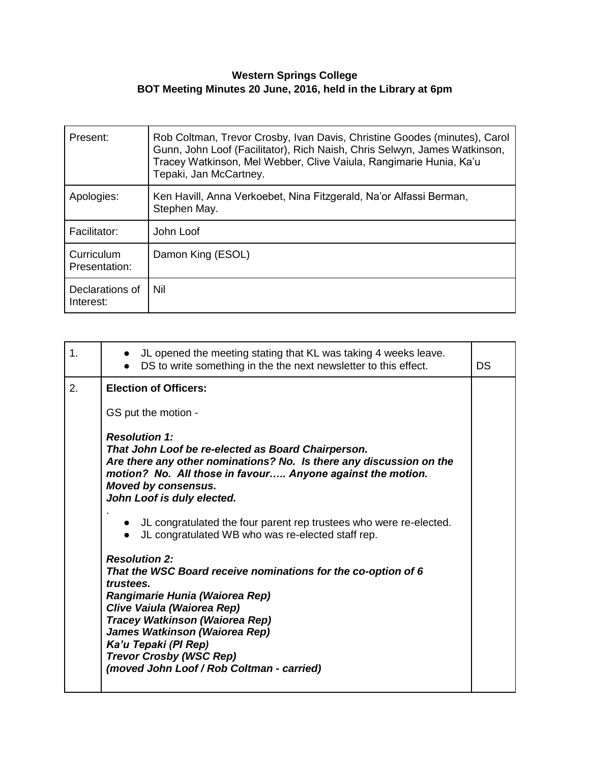**Western Springs College**
**BOT Meeting Minutes 20 June, 2016, held in the Library at 6pm**

| | |
|---|---|
| Present: | Rob Coltman, Trevor Crosby, Ivan Davis, Christine Goodes (minutes), Carol Gunn, John Loof (Facilitator), Rich Naish, Chris Selwyn, James Watkinson, Tracey Watkinson, Mel Webber, Clive Vaiula, Rangimarie Hunia, Ka'u Tepaki, Jan McCartney. |
| Apologies: | Ken Havill, Anna Verkoebet, Nina Fitzgerald, Na'or Alfassi Berman, Stephen May. |
| Facilitator: | John Loof |
| Curriculum Presentation: | Damon King (ESOL) |
| Declarations of Interest: | Nil |

| | | |
|---|---|---|
| 1. | • JL opened the meeting stating that KL was taking 4 weeks leave.<br>• DS to write something in the the next newsletter to this effect. | DS |
| 2. | **Election of Officers:**<br><br>GS put the motion -<br><br>***Resolution 1:***<br>***That John Loof be re-elected as Board Chairperson.***<br>***Are there any other nominations? No. Is there any discussion on the motion? No. All those in favour….. Anyone against the motion.***<br>***Moved by consensus.***<br>***John Loof is duly elected.***<br>.<br>• JL congratulated the four parent rep trustees who were re-elected.<br>• JL congratulated WB who was re-elected staff rep.<br><br>***Resolution 2:***<br>***That the WSC Board receive nominations for the co-option of 6 trustees.***<br>***Rangimarie Hunia (Waiorea Rep)***<br>***Clive Vaiula (Waiorea Rep)***<br>***Tracey Watkinson (Waiorea Rep)***<br>***James Watkinson (Waiorea Rep)***<br>***Ka'u Tepaki (PI Rep)***<br>***Trevor Crosby (WSC Rep)***<br>***(moved John Loof / Rob Coltman - carried)*** | |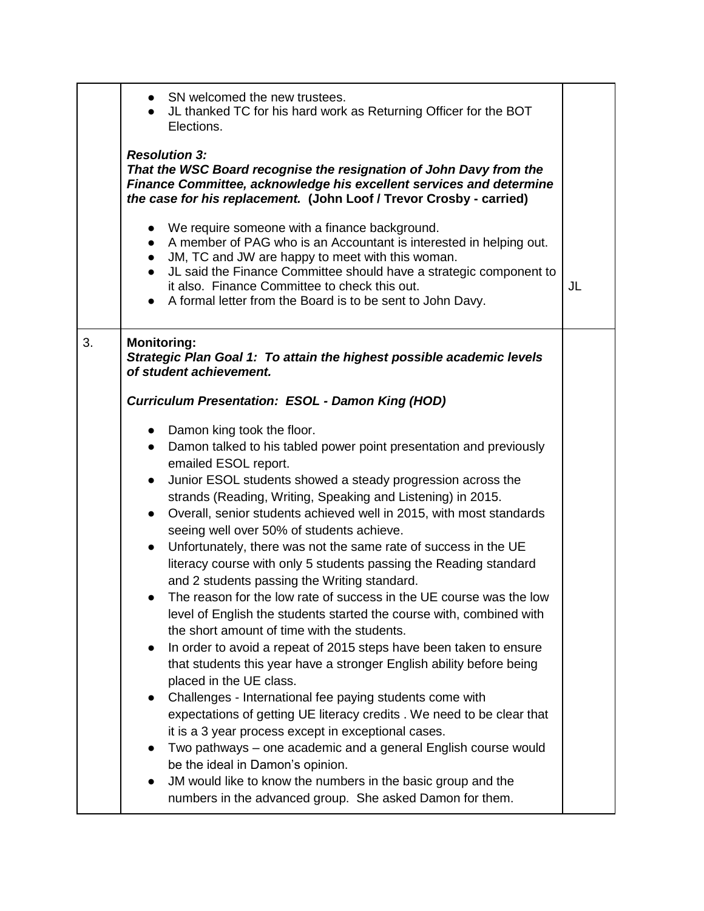| | | |
|---|---|---|
| | • SN welcomed the new trustees.<br>• JL thanked TC for his hard work as Returning Officer for the BOT Elections.<br><br>***Resolution 3:***<br>***That the WSC Board recognise the resignation of John Davy from the Finance Committee, acknowledge his excellent services and determine the case for his replacement.* (John Loof / Trevor Crosby - carried)**<br><br>• We require someone with a finance background.<br>• A member of PAG who is an Accountant is interested in helping out.<br>• JM, TC and JW are happy to meet with this woman.<br>• JL said the Finance Committee should have a strategic component to it also. Finance Committee to check this out.<br>• A formal letter from the Board is to be sent to John Davy. | JL |
| 3. | **Monitoring:**<br>***Strategic Plan Goal 1: To attain the highest possible academic levels of student achievement.***<br><br>***Curriculum Presentation: ESOL - Damon King (HOD)***<br><br>• Damon king took the floor.<br>• Damon talked to his tabled power point presentation and previously emailed ESOL report.<br>• Junior ESOL students showed a steady progression across the strands (Reading, Writing, Speaking and Listening) in 2015.<br>• Overall, senior students achieved well in 2015, with most standards seeing well over 50% of students achieve.<br>• Unfortunately, there was not the same rate of success in the UE literacy course with only 5 students passing the Reading standard and 2 students passing the Writing standard.<br>• The reason for the low rate of success in the UE course was the low level of English the students started the course with, combined with the short amount of time with the students.<br>• In order to avoid a repeat of 2015 steps have been taken to ensure that students this year have a stronger English ability before being placed in the UE class.<br>• Challenges - International fee paying students come with expectations of getting UE literacy credits . We need to be clear that it is a 3 year process except in exceptional cases.<br>• Two pathways – one academic and a general English course would be the ideal in Damon's opinion.<br>• JM would like to know the numbers in the basic group and the numbers in the advanced group. She asked Damon for them. | |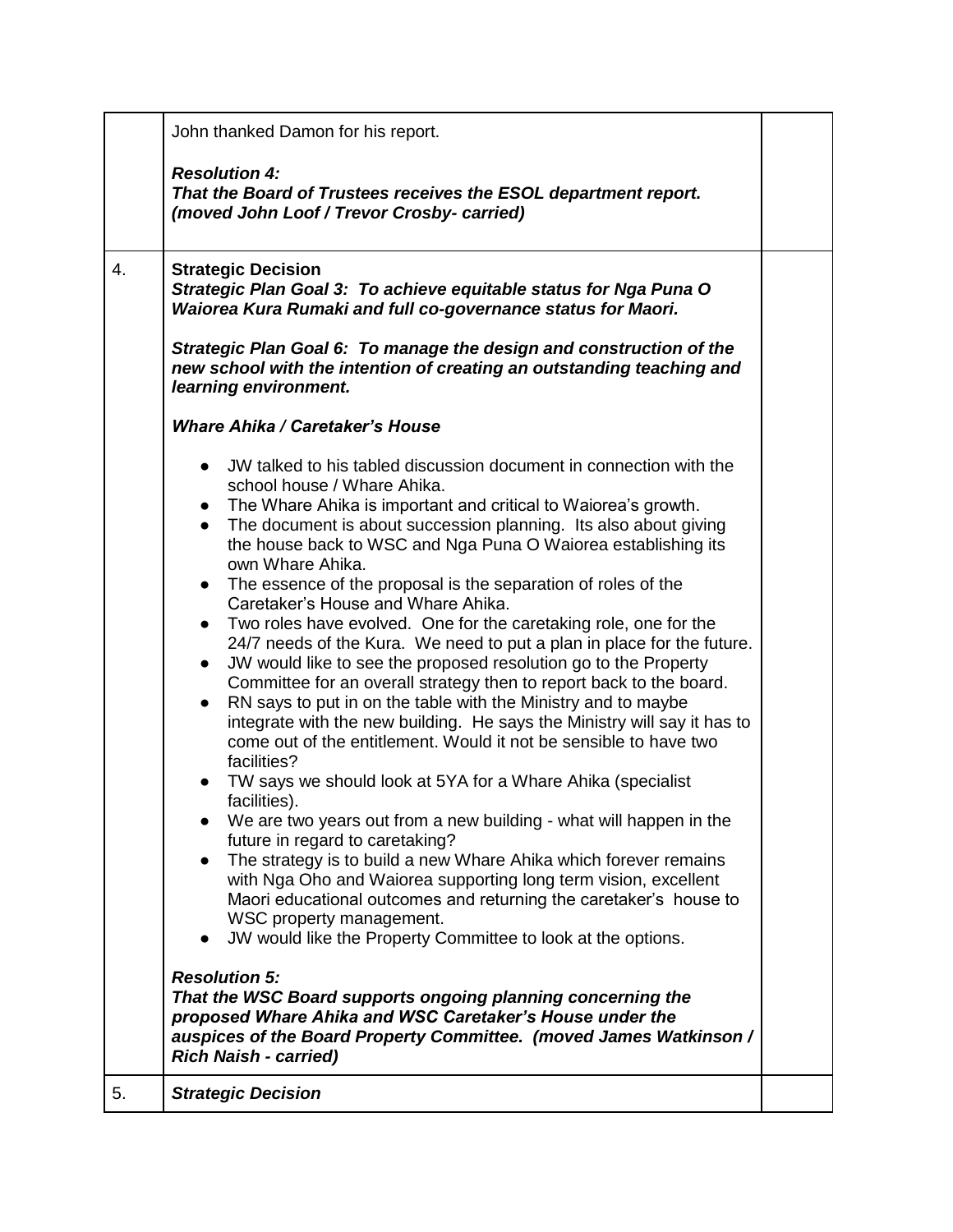| | | |
|---|---|---|
| | John thanked Damon for his report.<br><br>***Resolution 4:***<br>***That the Board of Trustees receives the ESOL department report. (moved John Loof / Trevor Crosby- carried)*** | |
| 4. | **Strategic Decision**<br>***Strategic Plan Goal 3: To achieve equitable status for Nga Puna O Waiorea Kura Rumaki and full co-governance status for Maori.***<br><br>***Strategic Plan Goal 6: To manage the design and construction of the new school with the intention of creating an outstanding teaching and learning environment.***<br><br>***Whare Ahika / Caretaker's House***<br><br>• JW talked to his tabled discussion document in connection with the school house / Whare Ahika.<br>• The Whare Ahika is important and critical to Waiorea's growth.<br>• The document is about succession planning. Its also about giving the house back to WSC and Nga Puna O Waiorea establishing its own Whare Ahika.<br>• The essence of the proposal is the separation of roles of the Caretaker's House and Whare Ahika.<br>• Two roles have evolved. One for the caretaking role, one for the 24/7 needs of the Kura. We need to put a plan in place for the future.<br>• JW would like to see the proposed resolution go to the Property Committee for an overall strategy then to report back to the board.<br>• RN says to put in on the table with the Ministry and to maybe integrate with the new building. He says the Ministry will say it has to come out of the entitlement. Would it not be sensible to have two facilities?<br>• TW says we should look at 5YA for a Whare Ahika (specialist facilities).<br>• We are two years out from a new building - what will happen in the future in regard to caretaking?<br>• The strategy is to build a new Whare Ahika which forever remains with Nga Oho and Waiorea supporting long term vision, excellent Maori educational outcomes and returning the caretaker's house to WSC property management.<br>• JW would like the Property Committee to look at the options.<br><br>***Resolution 5:***<br>***That the WSC Board supports ongoing planning concerning the proposed Whare Ahika and WSC Caretaker's House under the auspices of the Board Property Committee. (moved James Watkinson / Rich Naish - carried)*** | |
| 5. | ***Strategic Decision*** | |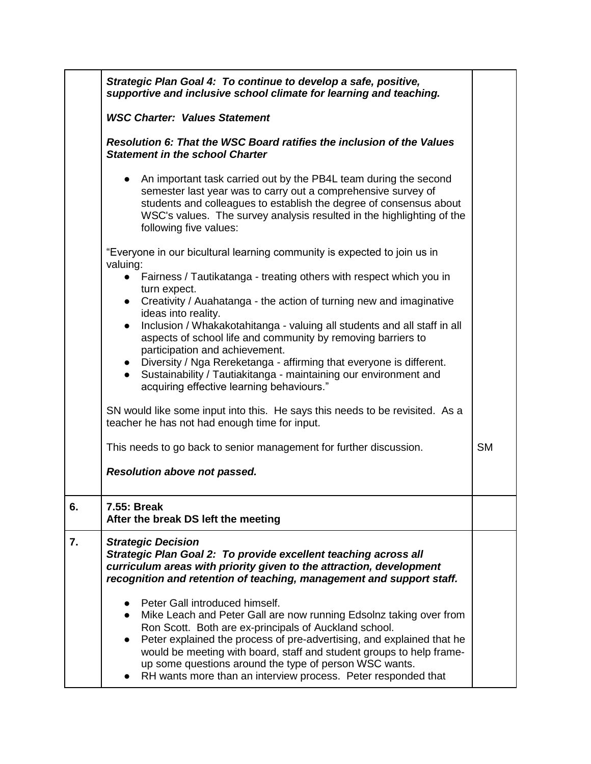| | | |
|---|---|---|
| | ***Strategic Plan Goal 4: To continue to develop a safe, positive, supportive and inclusive school climate for learning and teaching.***<br><br>***WSC Charter: Values Statement***<br><br>***Resolution 6: That the WSC Board ratifies the inclusion of the Values Statement in the school Charter***<br><br>• An important task carried out by the PB4L team during the second semester last year was to carry out a comprehensive survey of students and colleagues to establish the degree of consensus about WSC's values. The survey analysis resulted in the highlighting of the following five values:<br><br>"Everyone in our bicultural learning community is expected to join us in valuing:<br>• Fairness / Tautikatanga - treating others with respect which you in turn expect.<br>• Creativity / Auahatanga - the action of turning new and imaginative ideas into reality.<br>• Inclusion / Whakakotahitanga - valuing all students and all staff in all aspects of school life and community by removing barriers to participation and achievement.<br>• Diversity / Nga Rereketanga - affirming that everyone is different.<br>• Sustainability / Tautiakitanga - maintaining our environment and acquiring effective learning behaviours."<br><br>SN would like some input into this. He says this needs to be revisited. As a teacher he has not had enough time for input.<br><br>This needs to go back to senior management for further discussion.<br><br>***Resolution above not passed.*** | <br><br><br><br><br><br><br><br><br><br><br><br><br><br><br><br><br><br><br><br><br><br><br><br><br>SM |
| **6.** | **7.55: Break**<br>**After the break DS left the meeting** | |
| **7.** | ***Strategic Decision***<br>***Strategic Plan Goal 2: To provide excellent teaching across all curriculum areas with priority given to the attraction, development recognition and retention of teaching, management and support staff.***<br><br>• Peter Gall introduced himself.<br>• Mike Leach and Peter Gall are now running Edsolnz taking over from Ron Scott. Both are ex-principals of Auckland school.<br>• Peter explained the process of pre-advertising, and explained that he would be meeting with board, staff and student groups to help frame-up some questions around the type of person WSC wants.<br>• RH wants more than an interview process. Peter responded that | |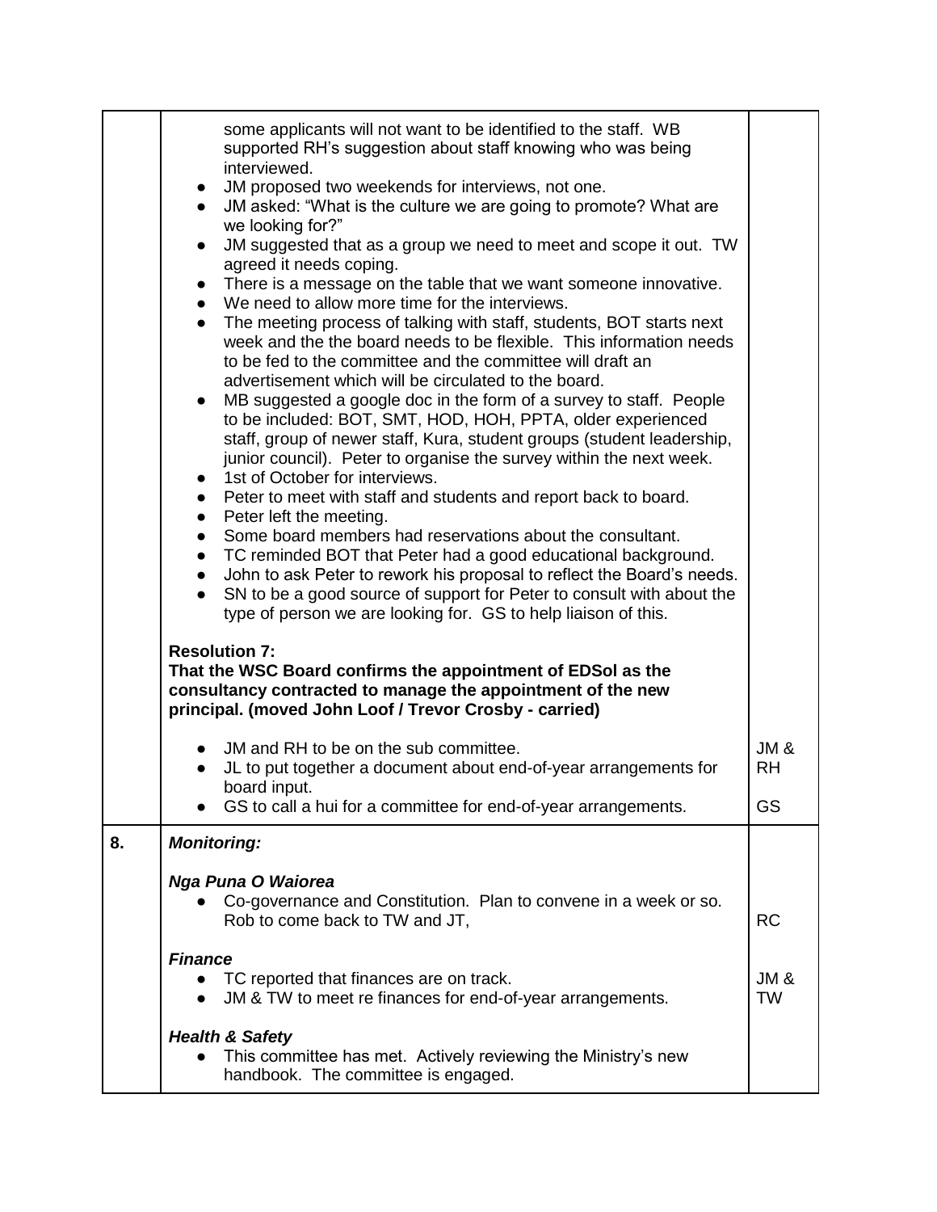| | | |
|---|---|---|
| | some applicants will not want to be identified to the staff. WB supported RH's suggestion about staff knowing who was being interviewed.<br>● JM proposed two weekends for interviews, not one.<br>● JM asked: "What is the culture we are going to promote? What are we looking for?"<br>● JM suggested that as a group we need to meet and scope it out. TW agreed it needs coping.<br>● There is a message on the table that we want someone innovative.<br>● We need to allow more time for the interviews.<br>● The meeting process of talking with staff, students, BOT starts next week and the the board needs to be flexible. This information needs to be fed to the committee and the committee will draft an advertisement which will be circulated to the board.<br>● MB suggested a google doc in the form of a survey to staff. People to be included: BOT, SMT, HOD, HOH, PPTA, older experienced staff, group of newer staff, Kura, student groups (student leadership, junior council). Peter to organise the survey within the next week.<br>● 1st of October for interviews.<br>● Peter to meet with staff and students and report back to board.<br>● Peter left the meeting.<br>● Some board members had reservations about the consultant.<br>● TC reminded BOT that Peter had a good educational background.<br>● John to ask Peter to rework his proposal to reflect the Board's needs.<br>● SN to be a good source of support for Peter to consult with about the type of person we are looking for. GS to help liaison of this.<br><br>**Resolution 7:**<br>**That the WSC Board confirms the appointment of EDSol as the consultancy contracted to manage the appointment of the new principal. (moved John Loof / Trevor Crosby - carried)**<br><br>● JM and RH to be on the sub committee.<br>● JL to put together a document about end-of-year arrangements for board input.<br>● GS to call a hui for a committee for end-of-year arrangements. | JM & RH<br><br>GS |
| 8. | ***Monitoring:***<br><br>***Nga Puna O Waiorea***<br>● Co-governance and Constitution. Plan to convene in a week or so. Rob to come back to TW and JT,<br><br>***Finance***<br>● TC reported that finances are on track.<br>● JM & TW to meet re finances for end-of-year arrangements.<br><br>***Health & Safety***<br>● This committee has met. Actively reviewing the Ministry's new handbook. The committee is engaged. | RC<br><br>JM & TW |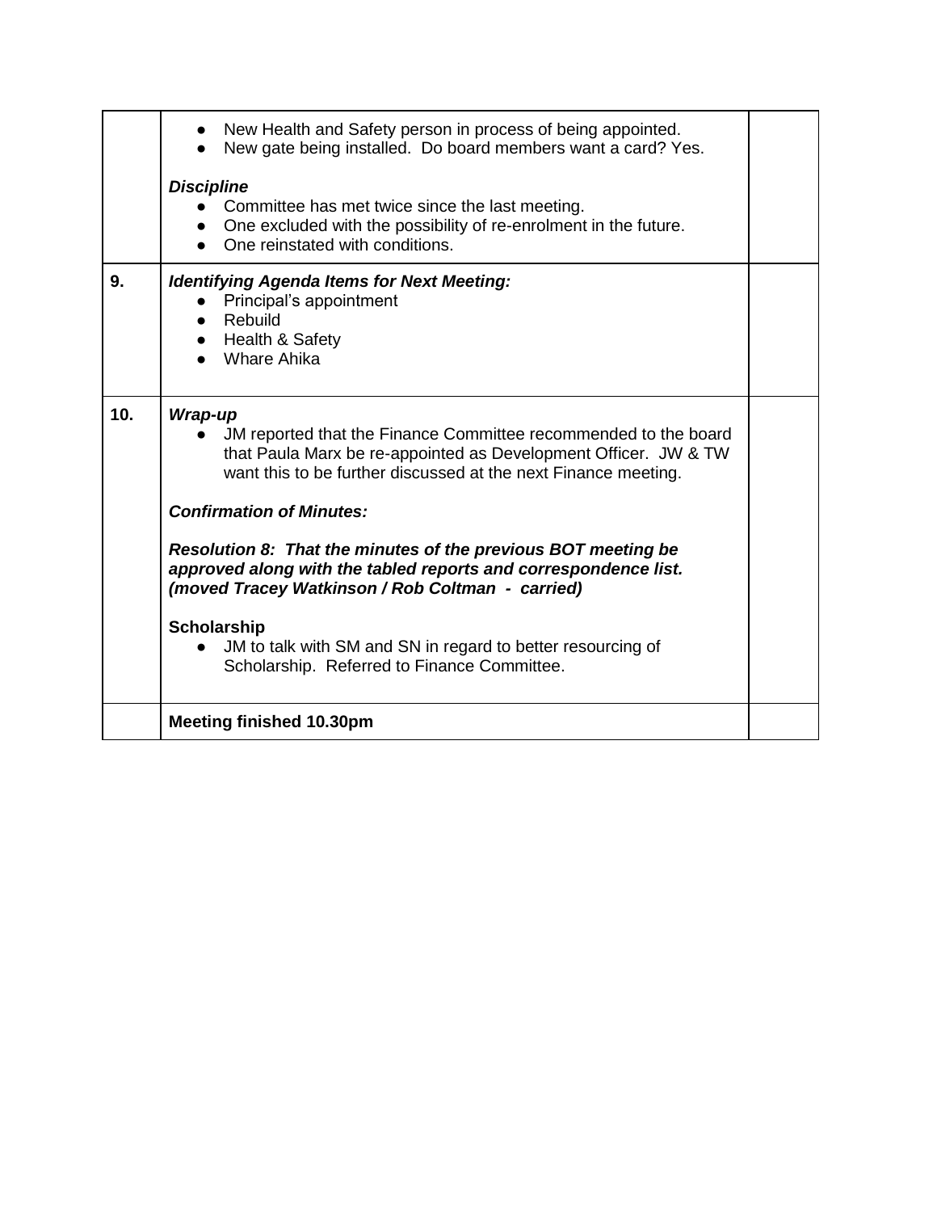| | | |
|---|---|---|
| | • New Health and Safety person in process of being appointed.<br>• New gate being installed. Do board members want a card? Yes.<br><br>***Discipline***<br>• Committee has met twice since the last meeting.<br>• One excluded with the possibility of re-enrolment in the future.<br>• One reinstated with conditions. | |
| **9.** | ***Identifying Agenda Items for Next Meeting:***<br>• Principal's appointment<br>• Rebuild<br>• Health & Safety<br>• Whare Ahika | |
| **10.** | ***Wrap-up***<br>• JM reported that the Finance Committee recommended to the board that Paula Marx be re-appointed as Development Officer. JW & TW want this to be further discussed at the next Finance meeting.<br><br>***Confirmation of Minutes:***<br><br>***Resolution 8: That the minutes of the previous BOT meeting be approved along with the tabled reports and correspondence list. (moved Tracey Watkinson / Rob Coltman - carried)***<br><br>**Scholarship**<br>• JM to talk with SM and SN in regard to better resourcing of Scholarship. Referred to Finance Committee. | |
| | **Meeting finished 10.30pm** | |